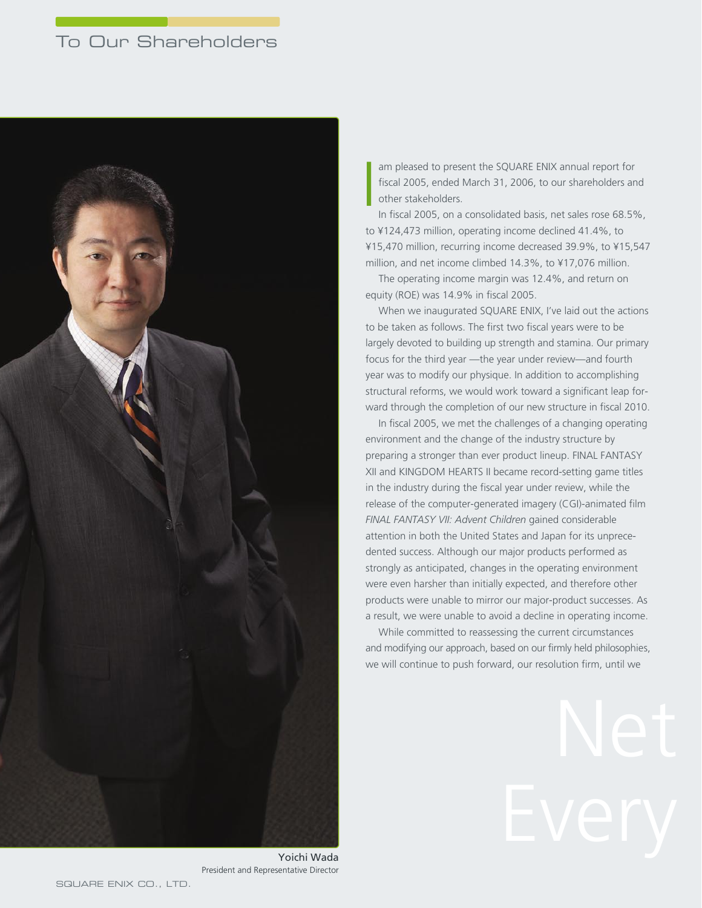# To Our Shareholders

I am pleased to present the SQUARE ENIX annual report for fiscal 2005, ended March 31, 2006, to our shareholders and other stakeholders.

In fiscal 2005, on a consolidated basis, net sales rose 68.5%, to ¥124,473 million, operating income declined 41.4%, to ¥15,470 million, recurring income decreased 39.9%, to ¥15,547 million, and net income climbed 14.3%, to ¥17,076 million.

The operating income margin was 12.4%, and return on equity (ROE) was 14.9% in fiscal 2005.

When we inaugurated SQUARE ENIX, I've laid out the actions to be taken as follows. The first two fiscal years were to be largely devoted to building up strength and stamina. Our primary focus for the third year —the year under review—and fourth year was to modify our physique. In addition to accomplishing structural reforms, we would work toward a significant leap forward through the completion of our new structure in fiscal 2010.

In fiscal 2005, we met the challenges of a changing operating environment and the change of the industry structure by preparing a stronger than ever product lineup. FINAL FANTASY XII and KINGDOM HEARTS II became record-setting game titles in the industry during the fiscal year under review, while the release of the computer-generated imagery (CGI)-animated film *FINAL FANTASY VII: Advent Children* gained considerable attention in both the United States and Japan for its unprecedented success. Although our major products performed as strongly as anticipated, changes in the operating environment were even harsher than initially expected, and therefore other products were unable to mirror our major-product successes. As a result, we were unable to avoid a decline in operating income.

While committed to reassessing the current circumstances and modifying our approach, based on our firmly held philosophies, we will continue to push forward, our resolution firm, until we

Net

Every

Yoichi Wada
President and Representative Director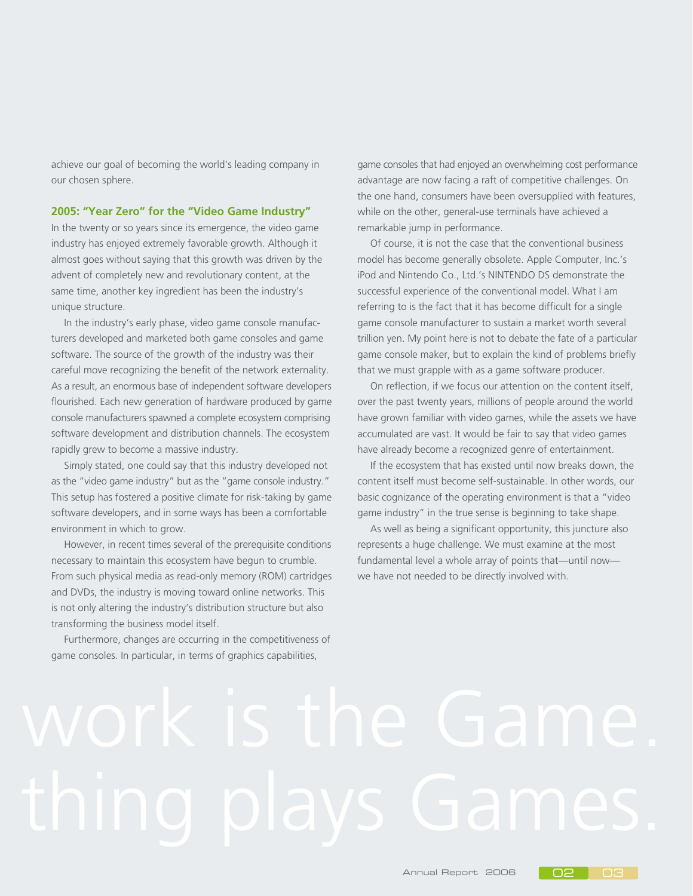achieve our goal of becoming the world's leading company in our chosen sphere.

## 2005: "Year Zero" for the "Video Game Industry"

In the twenty or so years since its emergence, the video game industry has enjoyed extremely favorable growth. Although it almost goes without saying that this growth was driven by the advent of completely new and revolutionary content, at the same time, another key ingredient has been the industry's unique structure.

In the industry's early phase, video game console manufacturers developed and marketed both game consoles and game software. The source of the growth of the industry was their careful move recognizing the benefit of the network externality. As a result, an enormous base of independent software developers flourished. Each new generation of hardware produced by game console manufacturers spawned a complete ecosystem comprising software development and distribution channels. The ecosystem rapidly grew to become a massive industry.

Simply stated, one could say that this industry developed not as the "video game industry" but as the "game console industry." This setup has fostered a positive climate for risk-taking by game software developers, and in some ways has been a comfortable environment in which to grow.

However, in recent times several of the prerequisite conditions necessary to maintain this ecosystem have begun to crumble. From such physical media as read-only memory (ROM) cartridges and DVDs, the industry is moving toward online networks. This is not only altering the industry's distribution structure but also transforming the business model itself.

Furthermore, changes are occurring in the competitiveness of game consoles. In particular, in terms of graphics capabilities, game consoles that had enjoyed an overwhelming cost performance advantage are now facing a raft of competitive challenges. On the one hand, consumers have been oversupplied with features, while on the other, general-use terminals have achieved a remarkable jump in performance.

Of course, it is not the case that the conventional business model has become generally obsolete. Apple Computer, Inc.'s iPod and Nintendo Co., Ltd.'s NINTENDO DS demonstrate the successful experience of the conventional model. What I am referring to is the fact that it has become difficult for a single game console manufacturer to sustain a market worth several trillion yen. My point here is not to debate the fate of a particular game console maker, but to explain the kind of problems briefly that we must grapple with as a game software producer.

On reflection, if we focus our attention on the content itself, over the past twenty years, millions of people around the world have grown familiar with video games, while the assets we have accumulated are vast. It would be fair to say that video games have already become a recognized genre of entertainment.

If the ecosystem that has existed until now breaks down, the content itself must become self-sustainable. In other words, our basic cognizance of the operating environment is that a "video game industry" in the true sense is beginning to take shape.

As well as being a significant opportunity, this juncture also represents a huge challenge. We must examine at the most fundamental level a whole array of points that—until now—we have not needed to be directly involved with.

work is the Game.
thing plays Games.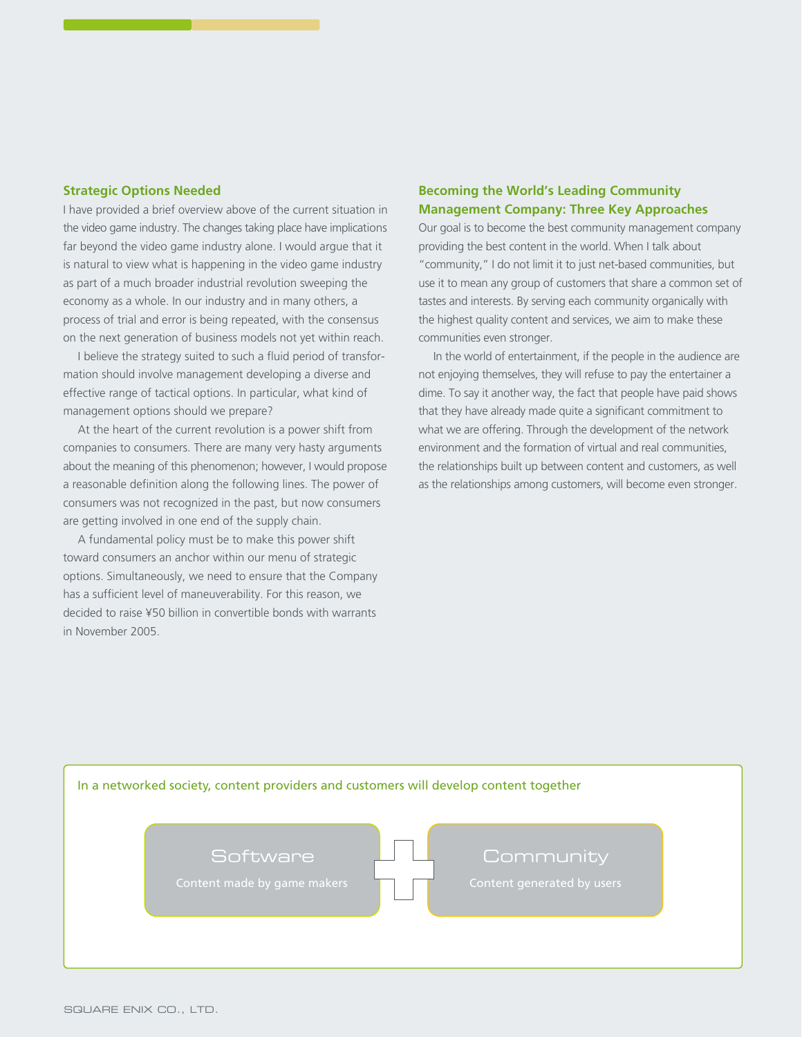## Strategic Options Needed

I have provided a brief overview above of the current situation in the video game industry. The changes taking place have implications far beyond the video game industry alone. I would argue that it is natural to view what is happening in the video game industry as part of a much broader industrial revolution sweeping the economy as a whole. In our industry and in many others, a process of trial and error is being repeated, with the consensus on the next generation of business models not yet within reach.

I believe the strategy suited to such a fluid period of transformation should involve management developing a diverse and effective range of tactical options. In particular, what kind of management options should we prepare?

At the heart of the current revolution is a power shift from companies to consumers. There are many very hasty arguments about the meaning of this phenomenon; however, I would propose a reasonable definition along the following lines. The power of consumers was not recognized in the past, but now consumers are getting involved in one end of the supply chain.

A fundamental policy must be to make this power shift toward consumers an anchor within our menu of strategic options. Simultaneously, we need to ensure that the Company has a sufficient level of maneuverability. For this reason, we decided to raise ¥50 billion in convertible bonds with warrants in November 2005.

## Becoming the World's Leading Community Management Company: Three Key Approaches

Our goal is to become the best community management company providing the best content in the world. When I talk about "community," I do not limit it to just net-based communities, but use it to mean any group of customers that share a common set of tastes and interests. By serving each community organically with the highest quality content and services, we aim to make these communities even stronger.

In the world of entertainment, if the people in the audience are not enjoying themselves, they will refuse to pay the entertainer a dime. To say it another way, the fact that people have paid shows that they have already made quite a significant commitment to what we are offering. Through the development of the network environment and the formation of virtual and real communities, the relationships built up between content and customers, as well as the relationships among customers, will become even stronger.

In a networked society, content providers and customers will develop content together

**Software** — Content made by game makers

\+

**Community** — Content generated by users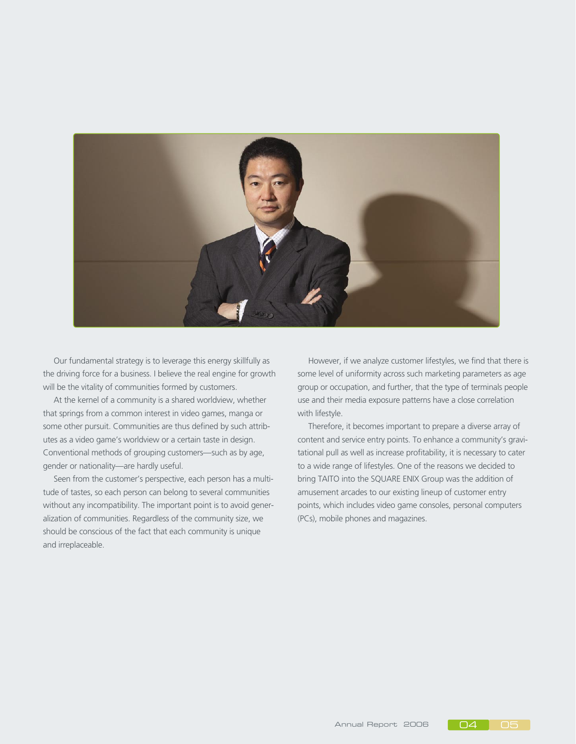Our fundamental strategy is to leverage this energy skillfully as the driving force for a business. I believe the real engine for growth will be the vitality of communities formed by customers.

At the kernel of a community is a shared worldview, whether that springs from a common interest in video games, manga or some other pursuit. Communities are thus defined by such attributes as a video game's worldview or a certain taste in design. Conventional methods of grouping customers—such as by age, gender or nationality—are hardly useful.

Seen from the customer's perspective, each person has a multitude of tastes, so each person can belong to several communities without any incompatibility. The important point is to avoid generalization of communities. Regardless of the community size, we should be conscious of the fact that each community is unique and irreplaceable.

However, if we analyze customer lifestyles, we find that there is some level of uniformity across such marketing parameters as age group or occupation, and further, that the type of terminals people use and their media exposure patterns have a close correlation with lifestyle.

Therefore, it becomes important to prepare a diverse array of content and service entry points. To enhance a community's gravitational pull as well as increase profitability, it is necessary to cater to a wide range of lifestyles. One of the reasons we decided to bring TAITO into the SQUARE ENIX Group was the addition of amusement arcades to our existing lineup of customer entry points, which includes video game consoles, personal computers (PCs), mobile phones and magazines.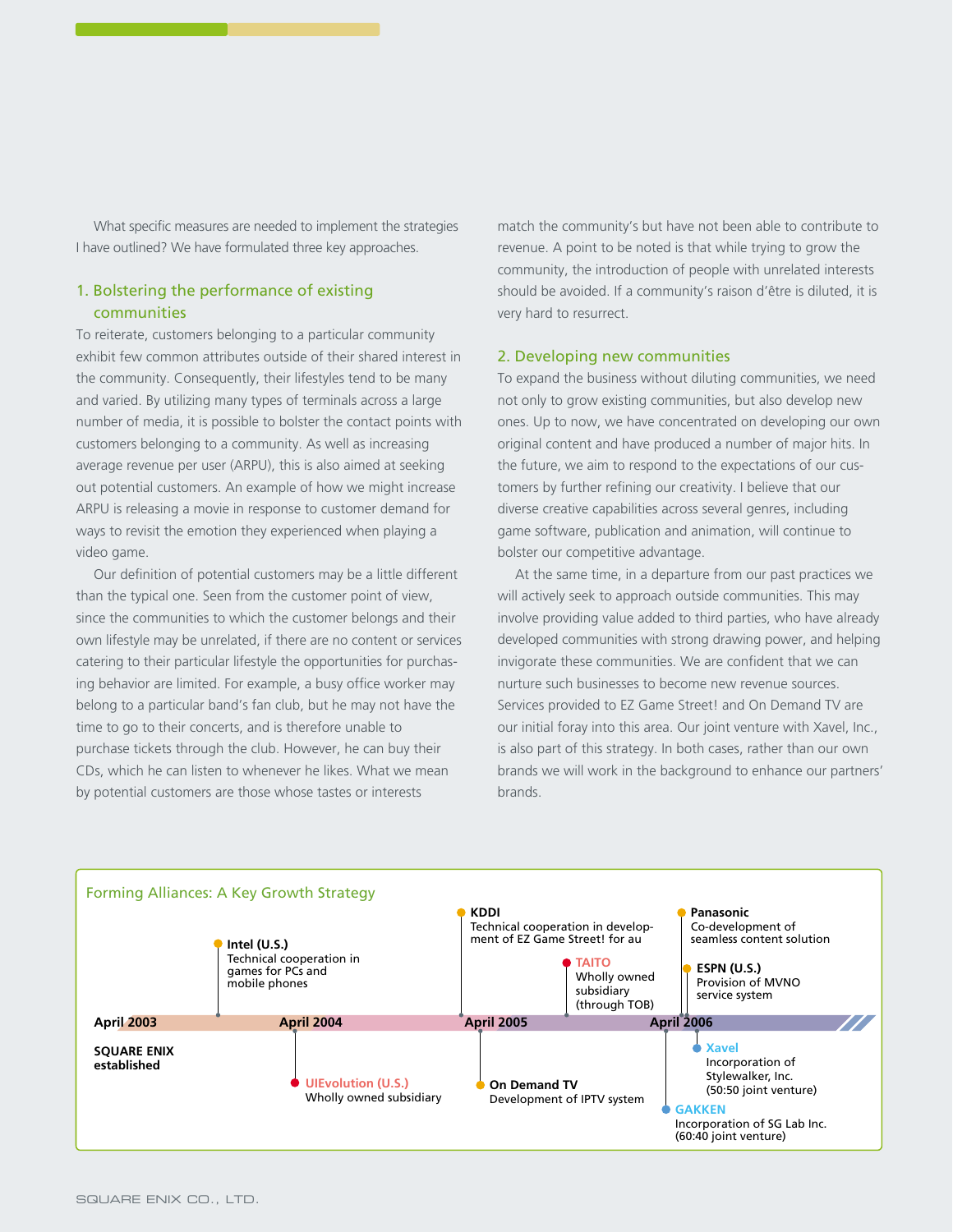What specific measures are needed to implement the strategies I have outlined? We have formulated three key approaches.

### 1. Bolstering the performance of existing communities

To reiterate, customers belonging to a particular community exhibit few common attributes outside of their shared interest in the community. Consequently, their lifestyles tend to be many and varied. By utilizing many types of terminals across a large number of media, it is possible to bolster the contact points with customers belonging to a community. As well as increasing average revenue per user (ARPU), this is also aimed at seeking out potential customers. An example of how we might increase ARPU is releasing a movie in response to customer demand for ways to revisit the emotion they experienced when playing a video game.

Our definition of potential customers may be a little different than the typical one. Seen from the customer point of view, since the communities to which the customer belongs and their own lifestyle may be unrelated, if there are no content or services catering to their particular lifestyle the opportunities for purchasing behavior are limited. For example, a busy office worker may belong to a particular band's fan club, but he may not have the time to go to their concerts, and is therefore unable to purchase tickets through the club. However, he can buy their CDs, which he can listen to whenever he likes. What we mean by potential customers are those whose tastes or interests match the community's but have not been able to contribute to revenue. A point to be noted is that while trying to grow the community, the introduction of people with unrelated interests should be avoided. If a community's raison d'être is diluted, it is very hard to resurrect.

### 2. Developing new communities

To expand the business without diluting communities, we need not only to grow existing communities, but also develop new ones. Up to now, we have concentrated on developing our own original content and have produced a number of major hits. In the future, we aim to respond to the expectations of our customers by further refining our creativity. I believe that our diverse creative capabilities across several genres, including game software, publication and animation, will continue to bolster our competitive advantage.

At the same time, in a departure from our past practices we will actively seek to approach outside communities. This may involve providing value added to third parties, who have already developed communities with strong drawing power, and helping invigorate these communities. We are confident that we can nurture such businesses to become new revenue sources. Services provided to EZ Game Street! and On Demand TV are our initial foray into this area. Our joint venture with Xavel, Inc., is also part of this strategy. In both cases, rather than our own brands we will work in the background to enhance our partners' brands.

**Forming Alliances: A Key Growth Strategy**

- **April 2003** — **SQUARE ENIX established**
- **Intel (U.S.)** — Technical cooperation in games for PCs and mobile phones
- **April 2004**
- **UIEvolution (U.S.)** — Wholly owned subsidiary
- **KDDI** — Technical cooperation in development of EZ Game Street! for au
- **April 2005**
- **On Demand TV** — Development of IPTV system
- **TAITO** — Wholly owned subsidiary (through TOB)
- **GAKKEN** — Incorporation of SG Lab Inc. (60:40 joint venture)
- **April 2006**
- **Panasonic** — Co-development of seamless content solution
- **ESPN (U.S.)** — Provision of MVNO service system
- **Xavel** — Incorporation of Stylewalker, Inc. (50:50 joint venture)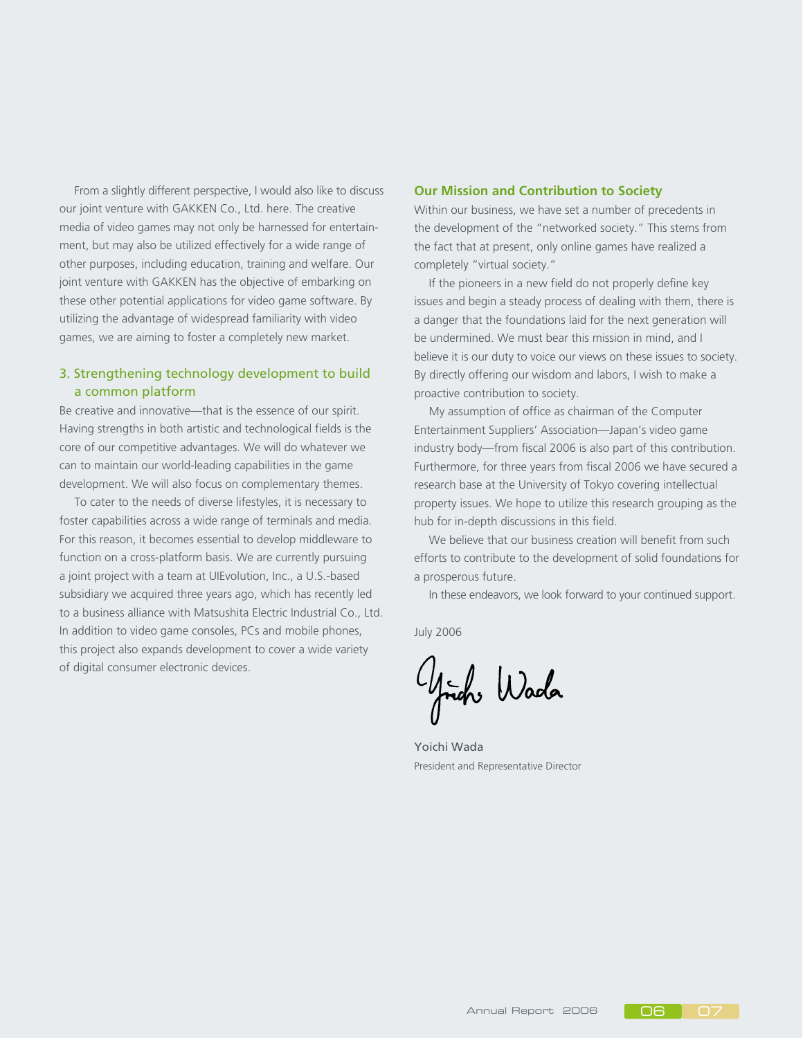From a slightly different perspective, I would also like to discuss our joint venture with GAKKEN Co., Ltd. here. The creative media of video games may not only be harnessed for entertainment, but may also be utilized effectively for a wide range of other purposes, including education, training and welfare. Our joint venture with GAKKEN has the objective of embarking on these other potential applications for video game software. By utilizing the advantage of widespread familiarity with video games, we are aiming to foster a completely new market.

### 3. Strengthening technology development to build a common platform

Be creative and innovative—that is the essence of our spirit. Having strengths in both artistic and technological fields is the core of our competitive advantages. We will do whatever we can to maintain our world-leading capabilities in the game development. We will also focus on complementary themes.

To cater to the needs of diverse lifestyles, it is necessary to foster capabilities across a wide range of terminals and media. For this reason, it becomes essential to develop middleware to function on a cross-platform basis. We are currently pursuing a joint project with a team at UIEvolution, Inc., a U.S.-based subsidiary we acquired three years ago, which has recently led to a business alliance with Matsushita Electric Industrial Co., Ltd. In addition to video game consoles, PCs and mobile phones, this project also expands development to cover a wide variety of digital consumer electronic devices.

### Our Mission and Contribution to Society

Within our business, we have set a number of precedents in the development of the "networked society." This stems from the fact that at present, only online games have realized a completely "virtual society."

If the pioneers in a new field do not properly define key issues and begin a steady process of dealing with them, there is a danger that the foundations laid for the next generation will be undermined. We must bear this mission in mind, and I believe it is our duty to voice our views on these issues to society. By directly offering our wisdom and labors, I wish to make a proactive contribution to society.

My assumption of office as chairman of the Computer Entertainment Suppliers' Association—Japan's video game industry body—from fiscal 2006 is also part of this contribution. Furthermore, for three years from fiscal 2006 we have secured a research base at the University of Tokyo covering intellectual property issues. We hope to utilize this research grouping as the hub for in-depth discussions in this field.

We believe that our business creation will benefit from such efforts to contribute to the development of solid foundations for a prosperous future.

In these endeavors, we look forward to your continued support.

July 2006

Yoichi Wada

Yoichi Wada
President and Representative Director